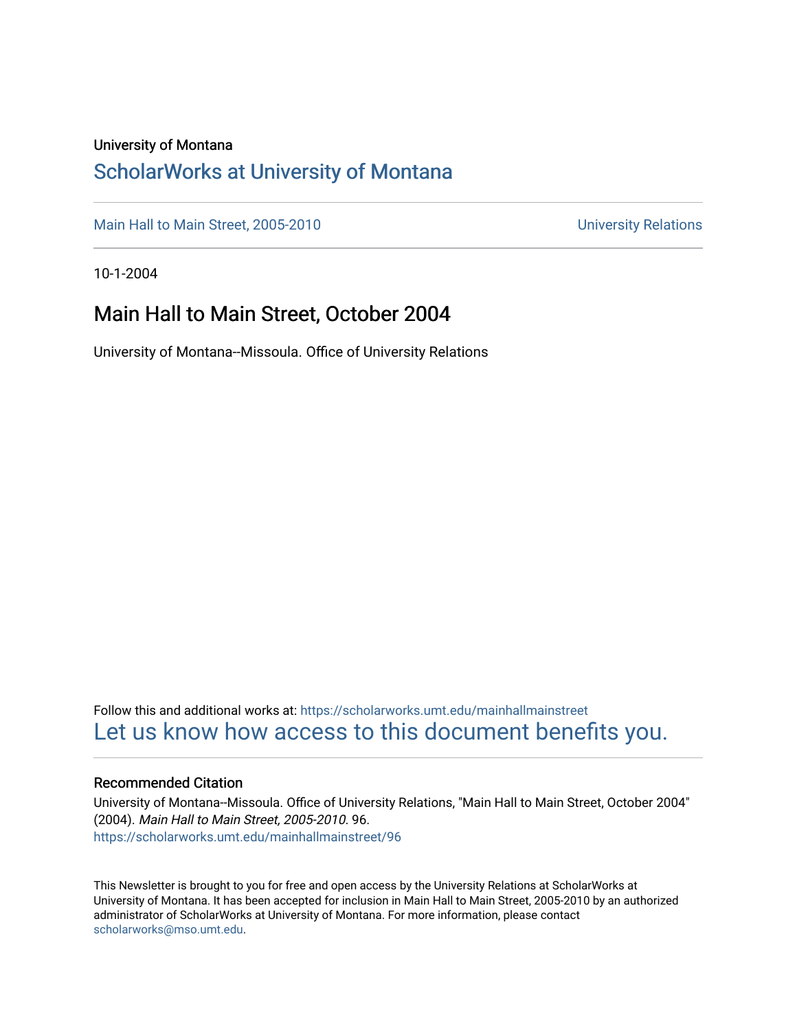University of Montana

# ScholarWorks at University of Montana

Main Hall to Main Street, 2005-2010 University Relations

10-1-2004

## Main Hall to Main Street, October 2004

University of Montana--Missoula. Office of University Relations

Follow this and additional works at: https://scholarworks.umt.edu/mainhallmainstreet

Let us know how access to this document benefits you.

### Recommended Citation

University of Montana--Missoula. Office of University Relations, "Main Hall to Main Street, October 2004" (2004). *Main Hall to Main Street, 2005-2010*. 96.
https://scholarworks.umt.edu/mainhallmainstreet/96

This Newsletter is brought to you for free and open access by the University Relations at ScholarWorks at University of Montana. It has been accepted for inclusion in Main Hall to Main Street, 2005-2010 by an authorized administrator of ScholarWorks at University of Montana. For more information, please contact scholarworks@mso.umt.edu.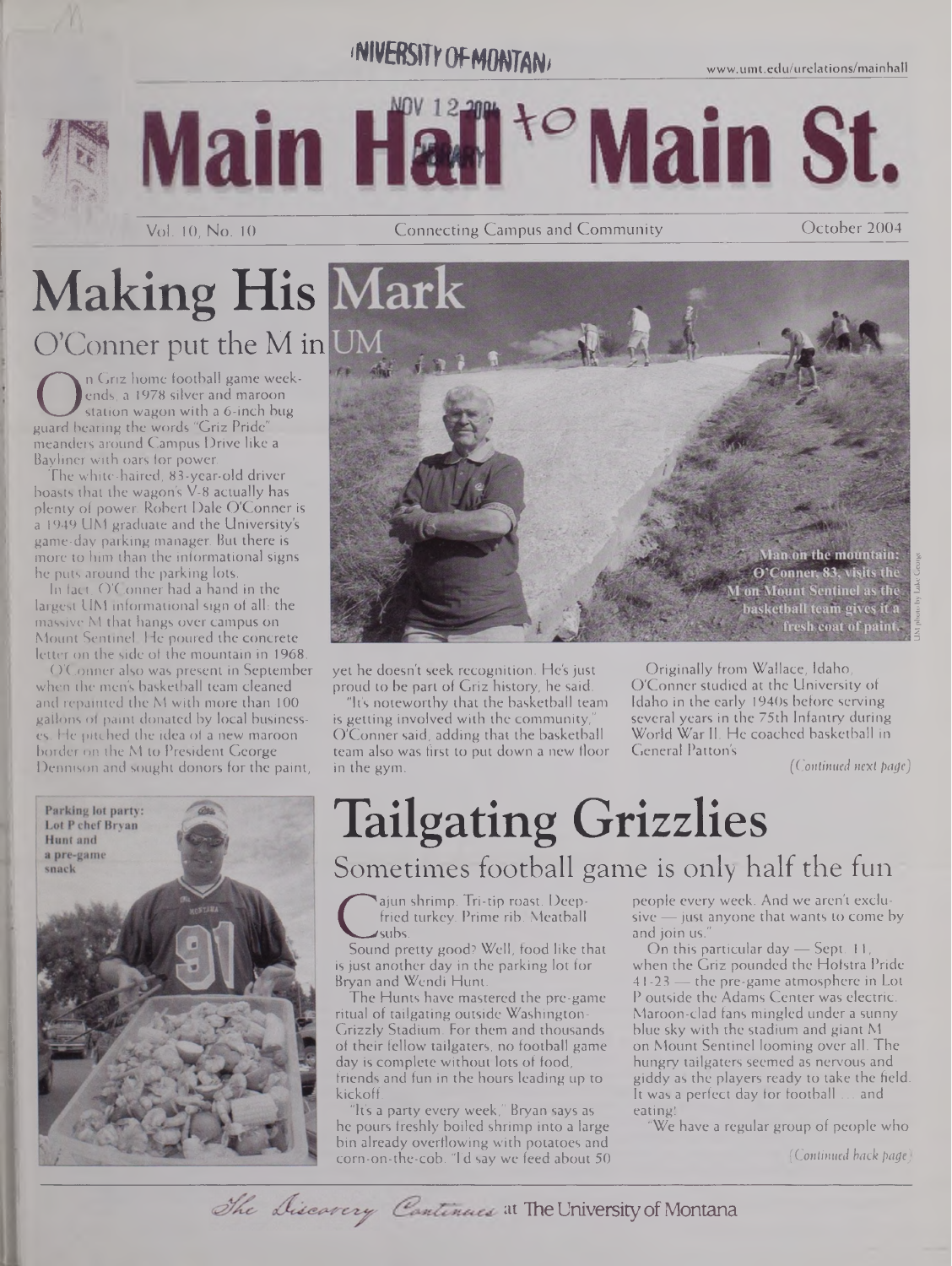UNIVERSITY OF MONTANA

www.umt.edu/urelations/mainhall

# Main Hall to Main St.

Vol. 10, No. 10 — Connecting Campus and Community — October 2004

# Making His Mark

## O'Conner put the M in UM

On Griz home football game weekends, a 1978 silver and maroon station wagon with a 6-inch bug guard bearing the words "Griz Pride" meanders around Campus Drive like a Bayliner with oars for power.

The white-haired, 83-year-old driver boasts that the wagon's V-8 actually has plenty of power. Robert Dale O'Conner is a 1949 UM graduate and the University's game-day parking manager. But there is more to him than the informational signs he puts around the parking lots.

In fact, O'Conner had a hand in the largest UM informational sign of all: the massive M that hangs over campus on Mount Sentinel. He poured the concrete letter on the side of the mountain in 1968.

O'Conner also was present in September when the men's basketball team cleaned and repainted the M with more than 100 gallons of paint donated by local businesses. He pitched the idea of a new maroon border on the M to President George Dennison and sought donors for the paint, yet he doesn't seek recognition. He's just proud to be part of Griz history, he said.

"It's noteworthy that the basketball team is getting involved with the community," O'Conner said, adding that the basketball team also was first to put down a new floor in the gym.

Originally from Wallace, Idaho, O'Conner studied at the University of Idaho in the early 1940s before serving several years in the 75th Infantry during World War II. He coached basketball in General Patton's

*(Continued next page)*

**Man on the mountain:** O'Conner, 83, visits the M on Mount Sentinel as the basketball team gives it a fresh coat of paint.

UM photo by Luke George

**Parking lot party:** Lot P chef Bryan Hunt and a pre-game snack

# Tailgating Grizzlies

## Sometimes football game is only half the fun

Cajun shrimp. Tri-tip roast. Deep-fried turkey. Prime rib. Meatball subs.

Sound pretty good? Well, food like that is just another day in the parking lot for Bryan and Wendi Hunt.

The Hunts have mastered the pre-game ritual of tailgating outside Washington-Grizzly Stadium. For them and thousands of their fellow tailgaters, no football game day is complete without lots of food, friends and fun in the hours leading up to kickoff.

"It's a party every week," Bryan says as he pours freshly boiled shrimp into a large bin already overflowing with potatoes and corn-on-the-cob. "I'd say we feed about 50 people every week. And we aren't exclusive — just anyone that wants to come by and join us."

On this particular day — Sept. 11, when the Griz pounded the Hofstra Pride 41-23 — the pre-game atmosphere in Lot P outside the Adams Center was electric. Maroon-clad fans mingled under a sunny blue sky with the stadium and giant M on Mount Sentinel looming over all. The hungry tailgaters seemed as nervous and giddy as the players ready to take the field. It was a perfect day for football . . . and eating!

"We have a regular group of people who

*(Continued back page)*

*The Discovery Continues* at The University of Montana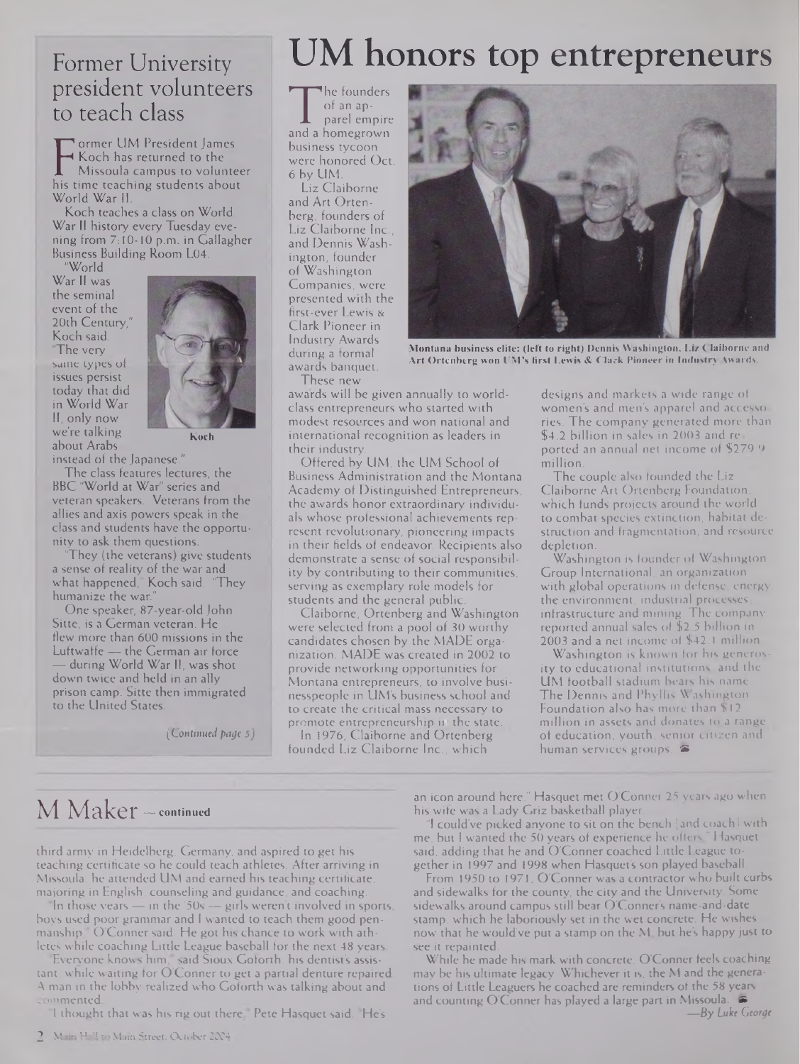## Former University president volunteers to teach class

Former UM President James Koch has returned to the Missoula campus to volunteer his time teaching students about World War II.

Koch teaches a class on World War II history every Tuesday evening from 7:10-10 p.m. in Gallagher Business Building Room L04.

"World War II was the seminal event of the 20th Century," Koch said. "The very same types of issues persist today that did in World War II, only now we're talking about Arabs instead of the Japanese."

Koch

The class features lectures, the BBC "World at War" series and veteran speakers. Veterans from the allies and axis powers speak in the class and students have the opportunity to ask them questions.

"They (the veterans) give students a sense of reality of the war and what happened," Koch said. "They humanize the war."

One speaker, 87-year-old John Sitte, is a German veteran. He flew more than 600 missions in the Luftwaffe — the German air force — during World War II, was shot down twice and held in an ally prison camp. Sitte then immigrated to the United States.

*(Continued page 5)*

# UM honors top entrepreneurs

The founders of an apparel empire and a homegrown business tycoon were honored Oct. 6 by UM.

Liz Claiborne and Art Ortenberg, founders of Liz Claiborne Inc., and Dennis Washington, founder of Washington Companies, were presented with the first-ever Lewis & Clark Pioneer in Industry Awards during a formal awards banquet.

**Montana business elite: (left to right) Dennis Washington, Liz Claiborne and Art Ortenberg won UM's first Lewis & Clark Pioneer in Industry Awards.**

These new awards will be given annually to world-class entrepreneurs who started with modest resources and won national and international recognition as leaders in their industry.

Offered by UM, the UM School of Business Administration and the Montana Academy of Distinguished Entrepreneurs, the awards honor extraordinary individuals whose professional achievements represent revolutionary, pioneering impacts in their fields of endeavor. Recipients also demonstrate a sense of social responsibility by contributing to their communities, serving as exemplary role models for students and the general public.

Claiborne, Ortenberg and Washington were selected from a pool of 30 worthy candidates chosen by the MADE organization. MADE was created in 2002 to provide networking opportunities for Montana entrepreneurs, to involve businesspeople in UM's business school and to create the critical mass necessary to promote entrepreneurship in the state.

In 1976, Claiborne and Ortenberg founded Liz Claiborne Inc., which designs and markets a wide range of women's and men's apparel and accessories. The company generated more than $4.2 billion in sales in 2003 and reported an annual net income of $279.9 million.

The couple also founded the Liz Claiborne Art Ortenberg Foundation, which funds projects around the world to combat species extinction, habitat destruction and fragmentation, and resource depletion.

Washington is founder of Washington Group International, an organization with global operations in defense, energy, the environment, industrial processes, infrastructure and mining. The company reported annual sales of $2.5 billion in 2003 and a net income of $42.1 million.

Washington is known for his generosity to educational institutions, and the UM football stadium bears his name. The Dennis and Phyllis Washington Foundation also has more than $12 million in assets and donates to a range of education, youth, senior citizen and human services groups.

## M Maker — continued

third army in Heidelberg, Germany, and aspired to get his teaching certificate so he could teach athletes. After arriving in Missoula, he attended UM and earned his teaching certificate, majoring in English, counseling and guidance, and coaching.

"In those years — in the '50s — girls weren't involved in sports, boys used poor grammar and I wanted to teach them good penmanship," O'Conner said. He got his chance to work with athletes while coaching Little League baseball for the next 48 years.

"Everyone knows him," said Sioux Goforth, his dentist's assistant, while waiting for O'Conner to get a partial denture repaired. A man in the lobby realized who Goforth was talking about and commented.

"I thought that was his rig out there," Pete Hasquet said. "He's an icon around here." Hasquet met O'Conner 25 years ago when his wife was a Lady Griz basketball player.

"I could've picked anyone to sit on the bench [and coach] with me, but I wanted the 50 years of experience he offers," Hasquet said, adding that he and O'Conner coached Little League together in 1997 and 1998 when Hasquet's son played baseball.

From 1950 to 1971, O'Conner was a contractor who built curbs and sidewalks for the county, the city and the University. Some sidewalks around campus still bear O'Conner's name-and-date stamp, which he laboriously set in the wet concrete. He wishes now that he would've put a stamp on the M, but he's happy just to see it repainted.

While he made his mark with concrete, O'Conner feels coaching may be his ultimate legacy. Whichever it is, the M and the generations of Little Leaguers he coached are reminders of the 58 years and counting O'Conner has played a large part in Missoula.

*—By Luke George*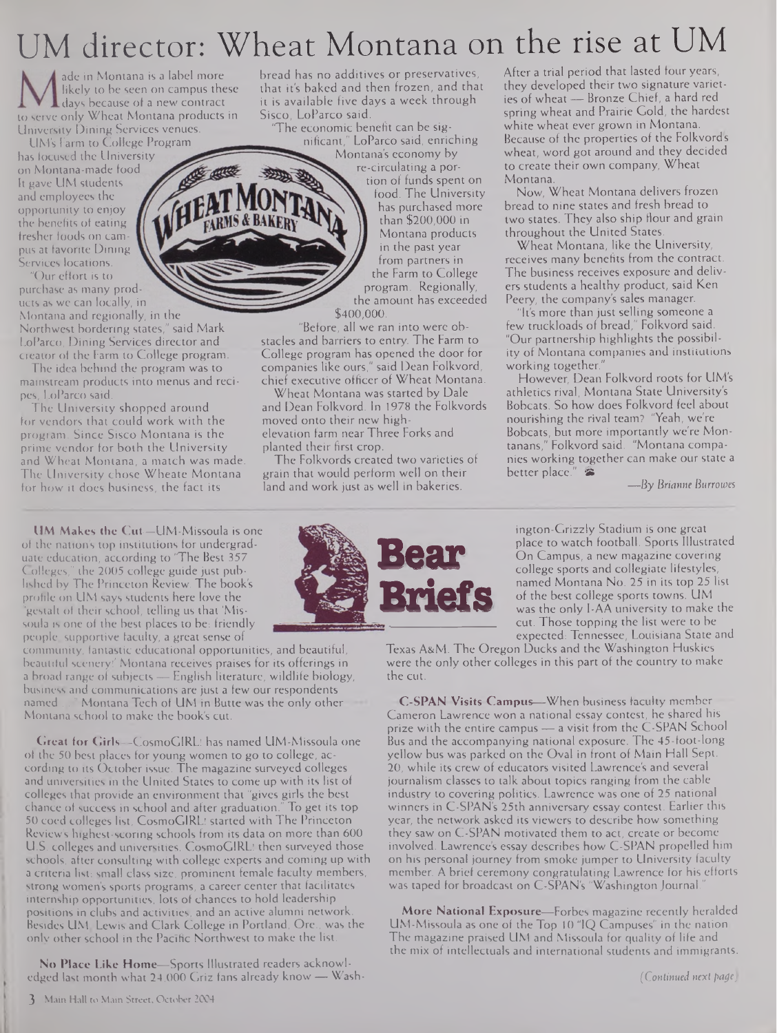# UM director: Wheat Montana on the rise at UM

Made in Montana is a label more likely to be seen on campus these days because of a new contract to serve only Wheat Montana products in University Dining Services venues.

UM's Farm to College Program has focused the University on Montana-made food. It gave UM students and employees the opportunity to enjoy the benefits of eating fresher foods on campus at favorite Dining Services locations.

"Our effort is to purchase as many products as we can locally, in Montana and regionally, in the Northwest bordering states," said Mark LoParco, Dining Services director and creator of the Farm to College program.

The idea behind the program was to mainstream products into menus and recipes, LoParco said.

The University shopped around for vendors that could work with the program. Since Sisco Montana is the prime vendor for both the University and Wheat Montana, a match was made. The University chose Wheate Montana for how it does business, the fact its bread has no additives or preservatives, that it's baked and then frozen, and that it is available five days a week through Sisco, LoParco said.

"The economic benefit can be significant," LoParco said, enriching Montana's economy by re-circulating a portion of funds spent on food. The University has purchased more than $200,000 in Montana products in the past year from partners in the Farm to College program. Regionally, the amount has exceeded $400,000.

"Before, all we ran into were obstacles and barriers to entry. The Farm to College program has opened the door for companies like ours," said Dean Folkvord, chief executive officer of Wheat Montana.

Wheat Montana was started by Dale and Dean Folkvord. In 1978 the Folkvords moved onto their new high-elevation farm near Three Forks and planted their first crop.

The Folkvords created two varieties of grain that would perform well on their land and work just as well in bakeries. After a trial period that lasted four years, they developed their two signature varieties of wheat — Bronze Chief, a hard red spring wheat and Prairie Gold, the hardest white wheat ever grown in Montana. Because of the properties of the Folkvords wheat, word got around and they decided to create their own company, Wheat Montana.

Now, Wheat Montana delivers frozen bread to nine states and fresh bread to two states. They also ship flour and grain throughout the United States.

Wheat Montana, like the University, receives many benefits from the contract. The business receives exposure and delivers students a healthy product, said Ken Peery, the company's sales manager.

"It's more than just selling someone a few truckloads of bread," Folkvord said. "Our partnership highlights the possibility of Montana companies and institutions working together."

However, Dean Folkvord roots for UM's athletics rival, Montana State University's Bobcats. So how does Folkvord feel about nourishing the rival team? "Yeah, we're Bobcats, but more importantly we're Montanans," Folkvord said. "Montana companies working together can make our state a better place."

*—By Brianne Burrowes*

## Bear Briefs

**UM Makes the Cut**—UM-Missoula is one of the nation's top institutions for undergraduate education, according to "The Best 357 Colleges," the 2005 college guide just published by The Princeton Review. The book's profile on UM says students here love the "gestalt of their school, telling us that 'Missoula is one of the best places to be: friendly people, supportive faculty, a great sense of community, fantastic educational opportunities, and beautiful, beautiful scenery.' Montana receives praises for its offerings in a broad range of subjects — English literature, wildlife biology, business and communications are just a few our respondents named . . ." Montana Tech of UM in Butte was the only other Montana school to make the book's cut.

**Great for Girls**—CosmoGIRL! has named UM-Missoula one of the 50 best places for young women to go to college, according to its October issue. The magazine surveyed colleges and universities in the United States to come up with its list of colleges that provide an environment that "gives girls the best chance of success in school and after graduation." To get its top 50 coed colleges list, CosmoGIRL! started with The Princeton Review's highest-scoring schools from its data on more than 600 U.S. colleges and universities. CosmoGIRL! then surveyed those schools, after consulting with college experts and coming up with a criteria list: small class size, prominent female faculty members, strong women's sports programs, a career center that facilitates internship opportunities, lots of chances to hold leadership positions in clubs and activities, and an active alumni network. Besides UM, Lewis and Clark College in Portland, Ore., was the only other school in the Pacific Northwest to make the list.

**No Place Like Home**—Sports Illustrated readers acknowledged last month what 24,000 Griz fans already know — Washington-Grizzly Stadium is one great place to watch football. Sports Illustrated On Campus, a new magazine covering college sports and collegiate lifestyles, named Montana No. 25 in its top 25 list of the best college sports towns. UM was the only I-AA university to make the cut. Those topping the list were to be expected: Tennessee, Louisiana State and Texas A&M. The Oregon Ducks and the Washington Huskies were the only other colleges in this part of the country to make the cut.

**C-SPAN Visits Campus**—When business faculty member Cameron Lawrence won a national essay contest, he shared his prize with the entire campus — a visit from the C-SPAN School Bus and the accompanying national exposure. The 45-foot-long yellow bus was parked on the Oval in front of Main Hall Sept. 20, while its crew of educators visited Lawrence's and several journalism classes to talk about topics ranging from the cable industry to covering politics. Lawrence was one of 25 national winners in C-SPAN's 25th anniversary essay contest. Earlier this year, the network asked its viewers to describe how something they saw on C-SPAN motivated them to act, create or become involved. Lawrence's essay describes how C-SPAN propelled him on his personal journey from smoke jumper to University faculty member. A brief ceremony congratulating Lawrence for his efforts was taped for broadcast on C-SPAN's "Washington Journal."

**More National Exposure**—Forbes magazine recently heralded UM-Missoula as one of the Top 10 "IQ Campuses" in the nation. The magazine praised UM and Missoula for quality of life and the mix of intellectuals and international students and immigrants.

*(Continued next page)*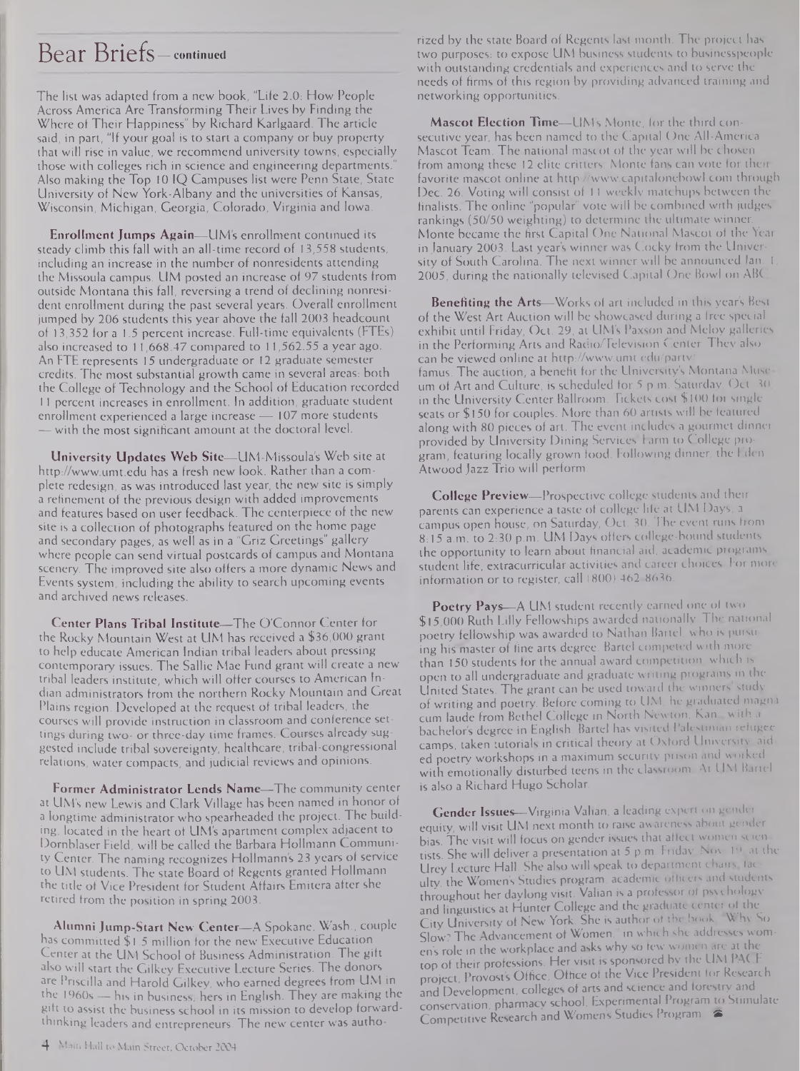# Bear Briefs — continued

The list was adapted from a new book, "Life 2.0: How People Across America Are Transforming Their Lives by Finding the Where of Their Happiness" by Richard Karlgaard. The article said, in part, "If your goal is to start a company or buy property that will rise in value, we recommend university towns, especially those with colleges rich in science and engineering departments." Also making the Top 10 IQ Campuses list were Penn State, State University of New York-Albany and the universities of Kansas, Wisconsin, Michigan, Georgia, Colorado, Virginia and Iowa.

**Enrollment Jumps Again**—UM's enrollment continued its steady climb this fall with an all-time record of 13,558 students, including an increase in the number of nonresidents attending the Missoula campus. UM posted an increase of 97 students from outside Montana this fall, reversing a trend of declining nonresident enrollment during the past several years. Overall enrollment jumped by 206 students this year above the fall 2003 headcount of 13,352 for a 1.5 percent increase. Full-time equivalents (FTEs) also increased to 11,668.47 compared to 11,562.55 a year ago. An FTE represents 15 undergraduate or 12 graduate semester credits. The most substantial growth came in several areas: both the College of Technology and the School of Education recorded 11 percent increases in enrollment. In addition, graduate student enrollment experienced a large increase — 107 more students — with the most significant amount at the doctoral level.

**University Updates Web Site**—UM-Missoula's Web site at http://www.umt.edu has a fresh new look. Rather than a complete redesign, as was introduced last year, the new site is simply a refinement of the previous design with added improvements and features based on user feedback. The centerpiece of the new site is a collection of photographs featured on the home page and secondary pages, as well as in a "Griz Greetings" gallery where people can send virtual postcards of campus and Montana scenery. The improved site also offers a more dynamic News and Events system, including the ability to search upcoming events and archived news releases.

**Center Plans Tribal Institute**—The O'Connor Center for the Rocky Mountain West at UM has received a $36,000 grant to help educate American Indian tribal leaders about pressing contemporary issues. The Sallie Mae Fund grant will create a new tribal leaders institute, which will offer courses to American Indian administrators from the northern Rocky Mountain and Great Plains region. Developed at the request of tribal leaders, the courses will provide instruction in classroom and conference settings during two- or three-day time frames. Courses already suggested include tribal sovereignty, healthcare, tribal-congressional relations, water compacts, and judicial reviews and opinions.

**Former Administrator Lends Name**—The community center at UM's new Lewis and Clark Village has been named in honor of a longtime administrator who spearheaded the project. The building, located in the heart of UM's apartment complex adjacent to Dornblaser Field, will be called the Barbara Hollmann Community Center. The naming recognizes Hollmann's 23 years of service to UM students. The state Board of Regents granted Hollmann the title of Vice President for Student Affairs Emitera after she retired from the position in spring 2003.

**Alumni Jump-Start New Center**—A Spokane, Wash., couple has committed $1.5 million for the new Executive Education Center at the UM School of Business Administration. The gift also will start the Gilkey Executive Lecture Series. The donors are Priscilla and Harold Gilkey, who earned degrees from UM in the 1960s — his in business, hers in English. They are making the gift to assist the business school in its mission to develop forward-thinking leaders and entrepreneurs. The new center was authorized by the state Board of Regents last month. The project has two purposes: to expose UM business students to businesspeople with outstanding credentials and experiences and to serve the needs of firms of this region by providing advanced training and networking opportunities.

**Mascot Election Time**—UM's Monte, for the third consecutive year, has been named to the Capital One All-America Mascot Team. The national mascot of the year will be chosen from among these 12 elite critters. Monte fans can vote for their favorite mascot online at http://www.capitalonebowl.com through Dec. 26. Voting will consist of 11 weekly matchups between the finalists. The online "popular" vote will be combined with judges' rankings (50/50 weighting) to determine the ultimate winner. Monte became the first Capital One National Mascot of the Year in January 2003. Last year's winner was Cocky from the University of South Carolina. The next winner will be announced Jan. 1, 2005, during the nationally televised Capital One Bowl on ABC.

**Benefiting the Arts**—Works of art included in this year's Best of the West Art Auction will be showcased during a free special exhibit until Friday, Oct. 29, at UM's Paxson and Meloy galleries in the Performing Arts and Radio/Television Center. They also can be viewed online at http://www.umt.edu/partv/famus. The auction, a benefit for the University's Montana Museum of Art and Culture, is scheduled for 5 p.m. Saturday, Oct. 30, in the University Center Ballroom. Tickets cost $100 for single seats or $150 for couples. More than 60 artists will be featured along with 80 pieces of art. The event includes a gourmet dinner provided by University Dining Services' Farm to College program, featuring locally grown food. Following dinner, the Eden Atwood Jazz Trio will perform.

**College Preview**—Prospective college students and their parents can experience a taste of college life at UM Days, a campus open house, on Saturday, Oct. 30. The event runs from 8:15 a.m. to 2:30 p.m. UM Days offers college-bound students the opportunity to learn about financial aid, academic programs, student life, extracurricular activities and career choices. For more information or to register, call (800) 462-8636.

**Poetry Pays**—A UM student recently earned one of two $15,000 Ruth Lilly Fellowships awarded nationally. The national poetry fellowship was awarded to Nathan Bartel, who is pursuing his master of fine arts degree. Bartel competed with more than 150 students for the annual award competition, which is open to all undergraduate and graduate writing programs in the United States. The grant can be used toward the winners' study of writing and poetry. Before coming to UM, he graduated magna cum laude from Bethel College in North Newton, Kan., with a bachelor's degree in English. Bartel has visited Palestinian refugee camps, taken tutorials in critical theory at Oxford University, aided poetry workshops in a maximum security prison and worked with emotionally disturbed teens in the classroom. At UM Bartel is also a Richard Hugo Scholar.

**Gender Issues**—Virginia Valian, a leading expert on gender equity, will visit UM next month to raise awareness about gender bias. The visit will focus on gender issues that affect women scientists. She will deliver a presentation at 5 p.m. Friday, Nov. 19, at the Urey Lecture Hall. She also will speak to department chairs, faculty, the Women's Studies program, academic officers and students throughout her daylong visit. Valian is a professor of psychology and linguistics at Hunter College and the graduate center of the City University of New York. She is author of the book, "Why So Slow? The Advancement of Women," in which she addresses women's role in the workplace and asks why so few women are at the top of their professions. Her visit is sponsored by the UM PACE project, Provost's Office, Office of the Vice President for Research and Development, colleges of arts and science and forestry and conservation, pharmacy school, Experimental Program to Stimulate Competitive Research and Womens Studies Program.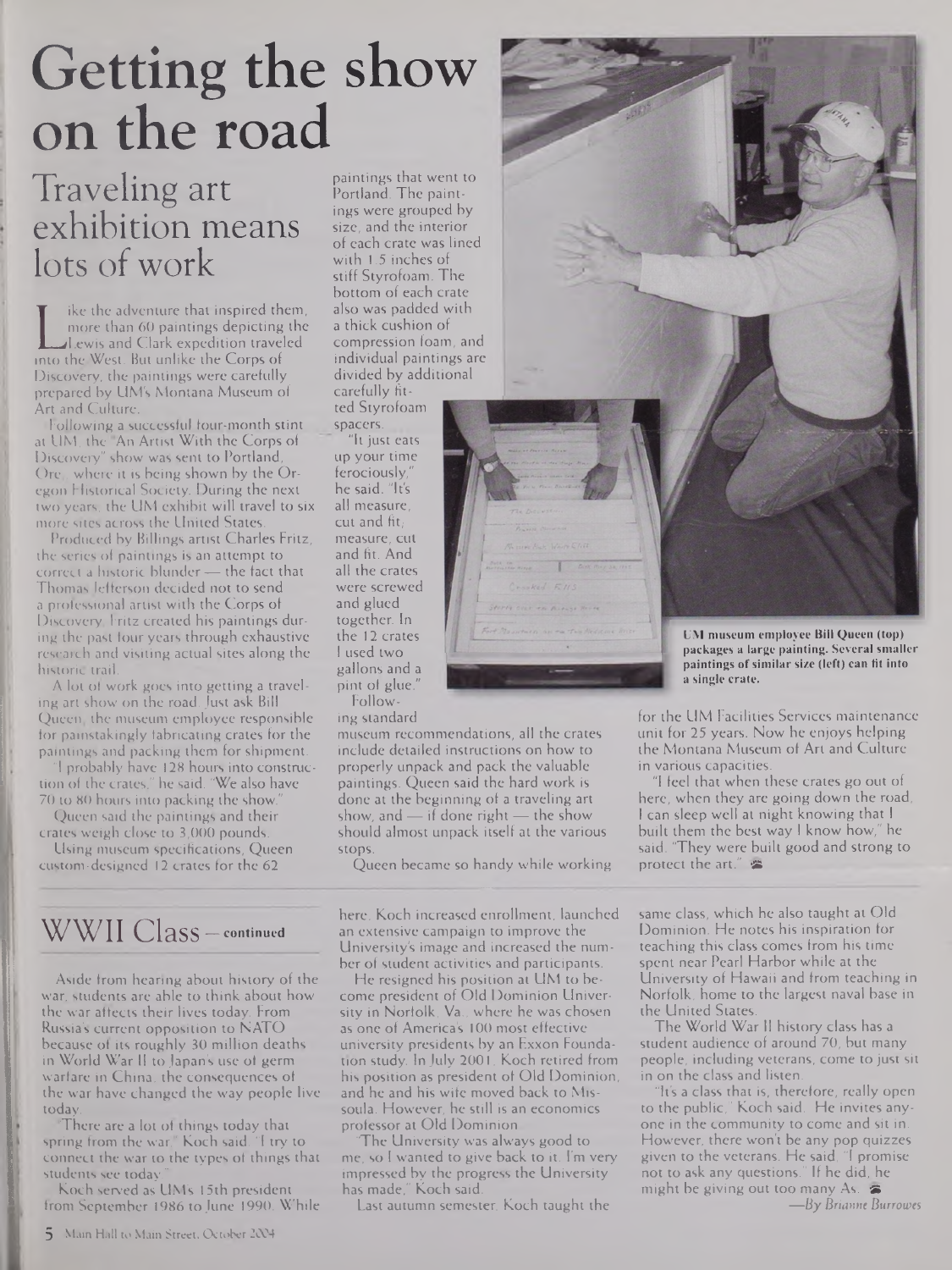# Getting the show on the road

## Traveling art exhibition means lots of work

Like the adventure that inspired them, more than 60 paintings depicting the Lewis and Clark expedition traveled into the West. But unlike the Corps of Discovery, the paintings were carefully prepared by UM's Montana Museum of Art and Culture.

Following a successful four-month stint at UM, the "An Artist With the Corps of Discovery" show was sent to Portland, Ore., where it is being shown by the Oregon Historical Society. During the next two years, the UM exhibit will travel to six more sites across the United States.

Produced by Billings artist Charles Fritz, the series of paintings is an attempt to correct a historic blunder — the fact that Thomas Jefferson decided not to send a professional artist with the Corps of Discovery. Fritz created his paintings during the past four years through exhaustive research and visiting actual sites along the historic trail.

A lot of work goes into getting a traveling art show on the road. Just ask Bill Queen, the museum employee responsible for painstakingly fabricating crates for the paintings and packing them for shipment.

"I probably have 128 hours into construction of the crates," he said. "We also have 70 to 80 hours into packing the show."

Queen said the paintings and their crates weigh close to 3,000 pounds.

Using museum specifications, Queen custom-designed 12 crates for the 62 paintings that went to Portland. The paintings were grouped by size, and the interior of each crate was lined with 1.5 inches of stiff Styrofoam. The bottom of each crate also was padded with a thick cushion of compression foam, and individual paintings are divided by additional carefully fitted Styrofoam spacers.

"It just eats up your time ferociously," he said. "It's all measure, cut and fit; measure, cut and fit. And all the crates were screwed and glued together. In the 12 crates I used two gallons and a pint of glue."

Following standard museum recommendations, all the crates include detailed instructions on how to properly unpack and pack the valuable paintings. Queen said the hard work is done at the beginning of a traveling art show, and — if done right — the show should almost unpack itself at the various stops.

Queen became so handy while working for the UM Facilities Services maintenance unit for 25 years. Now he enjoys helping the Montana Museum of Art and Culture in various capacities.

"I feel that when these crates go out of here, when they are going down the road, I can sleep well at night knowing that I built them the best way I know how," he said. "They were built good and strong to protect the art."

**UM museum employee Bill Queen (top) packages a large painting. Several smaller paintings of similar size (left) can fit into a single crate.**

## WWII Class — continued

Aside from hearing about history of the war, students are able to think about how the war affects their lives today. From Russia's current opposition to NATO because of its roughly 30 million deaths in World War II to Japan's use of germ warfare in China, the consequences of the war have changed the way people live today.

"There are a lot of things today that spring from the war," Koch said. "I try to connect the war to the types of things that students see today."

Koch served as UM's 15th president from September 1986 to June 1990. While here, Koch increased enrollment, launched an extensive campaign to improve the University's image and increased the number of student activities and participants.

He resigned his position at UM to become president of Old Dominion University in Norfolk, Va., where he was chosen as one of America's 100 most effective university presidents by an Exxon Foundation study. In July 2001, Koch retired from his position as president of Old Dominion, and he and his wife moved back to Missoula. However, he still is an economics professor at Old Dominion.

"The University was always good to me, so I wanted to give back to it. I'm very impressed by the progress the University has made," Koch said.

Last autumn semester, Koch taught the same class, which he also taught at Old Dominion. He notes his inspiration for teaching this class comes from his time spent near Pearl Harbor while at the University of Hawaii and from teaching in Norfolk, home to the largest naval base in the United States.

The World War II history class has a student audience of around 70, but many people, including veterans, come to just sit in on the class and listen.

"It's a class that is, therefore, really open to the public," Koch said. He invites anyone in the community to come and sit in. However, there won't be any pop quizzes given to the veterans. He said, "I promise not to ask any questions." If he did, he might be giving out too many As.

*—By Brianne Burrowes*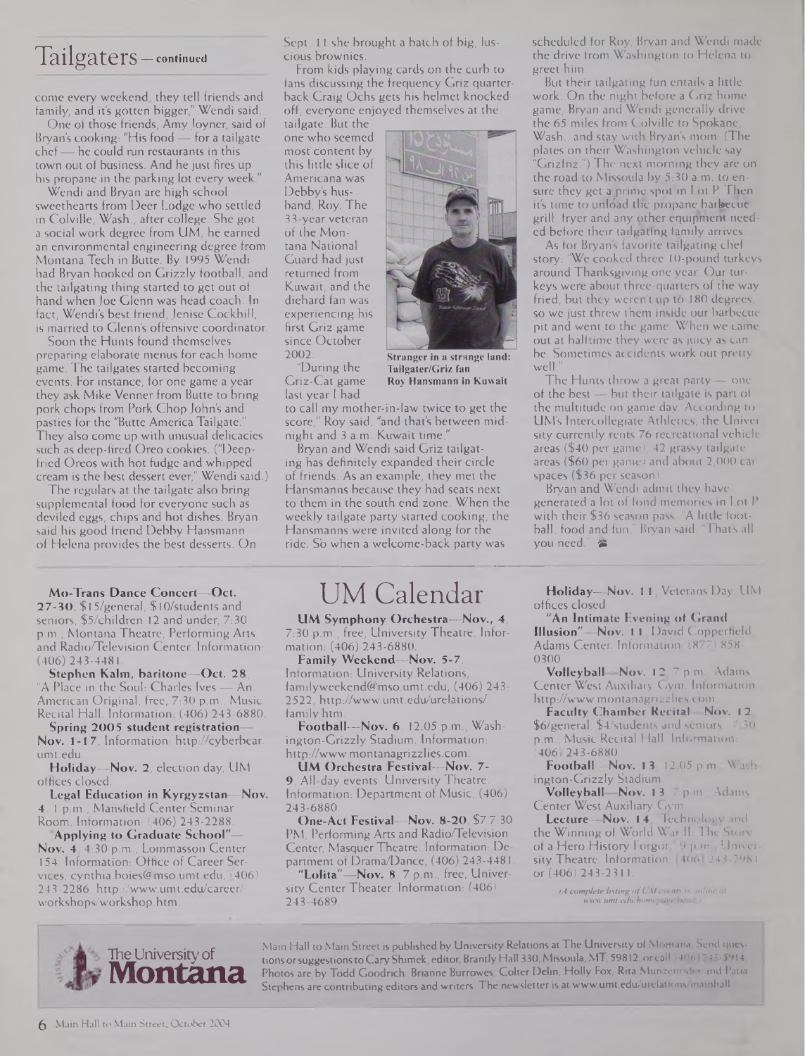## Tailgaters — continued

come every weekend, they tell friends and family, and it's gotten bigger," Wendi said.

One of those friends, Amy Joyner, said of Bryan's cooking: "His food — for a tailgate chef — he could run restaurants in this town out of business. And he just fires up his propane in the parking lot every week."

Wendi and Bryan are high school sweethearts from Deer Lodge who settled in Colville, Wash., after college. She got a social work degree from UM; he earned an environmental engineering degree from Montana Tech in Butte. By 1995 Wendi had Bryan hooked on Grizzly football, and the tailgating thing started to get out of hand when Joe Glenn was head coach. In fact, Wendi's best friend, Jenise Cockhill, is married to Glenn's offensive coordinator.

Soon the Hunts found themselves preparing elaborate menus for each home game. The tailgates started becoming events. For instance, for one game a year they ask Mike Venner from Butte to bring pork chops from Pork Chop John's and pasties for the "Butte America Tailgate." They also come up with unusual delicacies such as deep-fired Oreo cookies. ("Deep-fried Oreos with hot fudge and whipped cream is the best dessert ever," Wendi said.)

The regulars at the tailgate also bring supplemental food for everyone such as deviled eggs, chips and hot dishes. Bryan said his good friend Debby Hansmann of Helena provides the best desserts. On Sept. 11 she brought a batch of big, luscious brownies.

From kids playing cards on the curb to fans discussing the frequency Griz quarterback Craig Ochs gets his helmet knocked off, everyone enjoyed themselves at the tailgate. But the one who seemed most content by this little slice of Americana was Debby's husband, Roy. The 33-year veteran of the Montana National Guard had just returned from Kuwait, and the diehard fan was experiencing his first Griz game since October 2002.

**Stranger in a strange land: Tailgater/Griz fan Roy Hansmann in Kuwait**

"During the Griz-Cat game last year I had to call my mother-in-law twice to get the score," Roy said, "and that's between midnight and 3 a.m. Kuwait time."

Bryan and Wendi said Griz tailgating has definitely expanded their circle of friends. As an example, they met the Hansmanns because they had seats next to them in the south end zone. When the weekly tailgate party started cooking, the Hansmanns were invited along for the ride. So when a welcome-back party was scheduled for Roy, Bryan and Wendi made the drive from Washington to Helena to greet him.

But their tailgating fun entails a little work. On the night before a Griz home game, Bryan and Wendi generally drive the 65 miles from Colville to Spokane, Wash., and stay with Bryan's mom. (The plates on their Washington vehicle say "GrizInz.") The next morning they are on the road to Missoula by 5:30 a.m. to ensure they get a prime spot in Lot P. Then it's time to unload the propane barbecue grill, fryer and any other equipment needed before their tailgating family arrives.

As for Bryan's favorite tailgating chef story: "We cooked three 10-pound turkeys around Thanksgiving one year. Our turkeys were about three-quarters of the way fried, but they weren't up to 180 degrees, so we just threw them inside our barbecue pit and went to the game. When we came out at halftime they were as juicy as can be. Sometimes accidents work out pretty well."

The Hunts throw a great party — one of the best — but their tailgate is part of the multitude on game day. According to UM's Intercollegiate Athletics, the University currently rents 76 recreational vehicle areas ($40 per game), 42 grassy tailgate areas ($60 per game) and about 2,000 car spaces ($36 per season).

Bryan and Wendi admit they have generated a lot of fond memories in Lot P with their $36 season pass. "A little football, food and fun," Bryan said. "That's all you need."

# UM Calendar

**Mo-Trans Dance Concert—Oct. 27-30**, $15/general, $10/students and seniors, $5/children 12 and under, 7:30 p.m., Montana Theatre, Performing Arts and Radio/Television Center. Information: (406) 243-4481.

**Stephen Kalm, baritone—Oct. 28**, "A Place in the Soul: Charles Ives — An American Original, free, 7:30 p.m., Music Recital Hall. Information: (406) 243-6880.

**Spring 2005 student registration—Nov. 1-17**, Information: http://cyberbear.umt.edu.

**Holiday—Nov. 2**, election day, UM offices closed.

**Legal Education in Kyrgyzstan—Nov. 4**, 1 p.m., Mansfield Center Seminar Room. Information: (406) 243-2288.

**"Applying to Graduate School"—Nov. 4**, 4:30 p.m., Lommasson Center 154. Information: Office of Career Services, cynthia.boies@mso.umt.edu, (406) 243-2286, http://www.umt.edu/career/workshops/workshop.htm.

**UM Symphony Orchestra—Nov., 4**, 7:30 p.m., free, University Theatre. Information: (406) 243-6880.

**Family Weekend—Nov. 5-7**, Information: University Relations, familyweekend@mso.umt.edu, (406) 243-2522, http://www.umt.edu/urelations/family.htm.

**Football—Nov. 6**, 12:05 p.m., Washington-Grizzly Stadium. Information: http://www.montanagrizzlies.com.

**UM Orchestra Festival—Nov. 7-9**, All-day events, University Theatre. Information: Department of Music, (406) 243-6880.

**One-Act Festival—Nov. 8-20**, $7 7:30 PM, Performing Arts and Radio/Television Center, Masquer Theatre. Information: Department of Drama/Dance, (406) 243-4481.

**"Lolita"—Nov. 8**, 7 p.m., free, University Center Theater. Information: (406) 243-4689.

**Holiday—Nov. 11**, Veterans Day, UM offices closed.

**"An Intimate Evening of Grand Illusion"—Nov. 11**, David Copperfield, Adams Center. Information: (877) 858-0300.

**Volleyball—Nov. 12**, 7 p.m., Adams Center West Auxiliary Gym. Information: http://www.montanagrizzlies.com.

**Faculty Chamber Recital—Nov. 12**, $6/general, $4/students and seniors, 7:30 p.m., Music Recital Hall. Information: (406) 243-6880.

**Football—Nov. 13**, 12:05 p.m., Washington-Grizzly Stadium.

**Volleyball—Nov. 13**, 7 p.m., Adams Center West Auxiliary Gym.

**Lecture—Nov. 14**, "Technology and the Winning of World War II: The Story of a Hero History Forgot," 9 p.m., University Theatre. Information: (406) 243-2981 or (406) 243-2311.

*(A complete listing of UM events is online at www.umt.edu/homepage/...)*

The University of Montana

Main Hall to Main Street is published by University Relations at The University of Montana. Send questions or suggestions to Cary Shimek, editor, Brantly Hall 330, Missoula, MT, 59812, or call (406) 243-5914. Photos are by Todd Goodrich. Brianne Burrowes, Colter Delin, Holly Fox, Rita Munzenrider and Patia Stephens are contributing editors and writers. The newsletter is at www.umt.edu/urelations/mainhall.